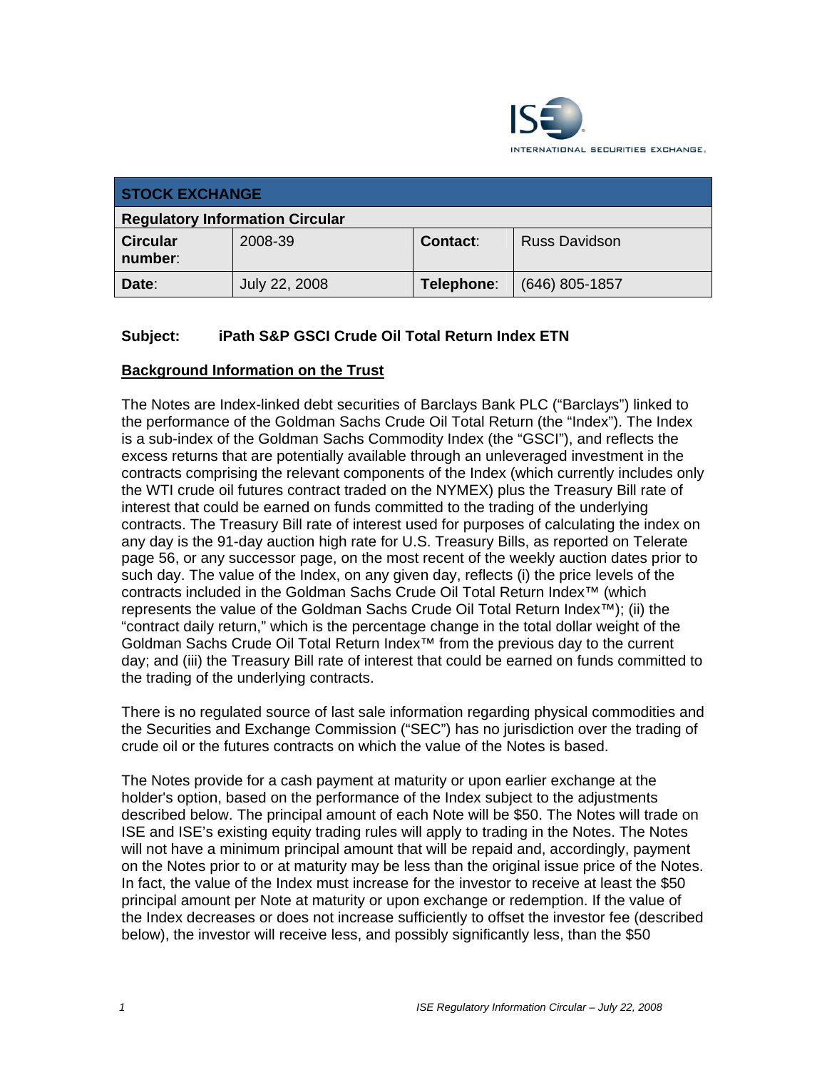INTERNATIONAL SECURITIES EXCHANGE.

| STOCK EXCHANGE | | | |
|---|---|---|---|
| **Regulatory Information Circular** | | | |
| **Circular number:** | 2008-39 | **Contact:** | Russ Davidson |
| **Date:** | July 22, 2008 | **Telephone:** | (646) 805-1857 |

**Subject: iPath S&P GSCI Crude Oil Total Return Index ETN**

**Background Information on the Trust**

The Notes are Index-linked debt securities of Barclays Bank PLC ("Barclays") linked to the performance of the Goldman Sachs Crude Oil Total Return (the "Index"). The Index is a sub-index of the Goldman Sachs Commodity Index (the "GSCI"), and reflects the excess returns that are potentially available through an unleveraged investment in the contracts comprising the relevant components of the Index (which currently includes only the WTI crude oil futures contract traded on the NYMEX) plus the Treasury Bill rate of interest that could be earned on funds committed to the trading of the underlying contracts. The Treasury Bill rate of interest used for purposes of calculating the index on any day is the 91-day auction high rate for U.S. Treasury Bills, as reported on Telerate page 56, or any successor page, on the most recent of the weekly auction dates prior to such day. The value of the Index, on any given day, reflects (i) the price levels of the contracts included in the Goldman Sachs Crude Oil Total Return Index™ (which represents the value of the Goldman Sachs Crude Oil Total Return Index™); (ii) the "contract daily return," which is the percentage change in the total dollar weight of the Goldman Sachs Crude Oil Total Return Index™ from the previous day to the current day; and (iii) the Treasury Bill rate of interest that could be earned on funds committed to the trading of the underlying contracts.

There is no regulated source of last sale information regarding physical commodities and the Securities and Exchange Commission ("SEC") has no jurisdiction over the trading of crude oil or the futures contracts on which the value of the Notes is based.

The Notes provide for a cash payment at maturity or upon earlier exchange at the holder's option, based on the performance of the Index subject to the adjustments described below. The principal amount of each Note will be $50. The Notes will trade on ISE and ISE's existing equity trading rules will apply to trading in the Notes. The Notes will not have a minimum principal amount that will be repaid and, accordingly, payment on the Notes prior to or at maturity may be less than the original issue price of the Notes. In fact, the value of the Index must increase for the investor to receive at least the $50 principal amount per Note at maturity or upon exchange or redemption. If the value of the Index decreases or does not increase sufficiently to offset the investor fee (described below), the investor will receive less, and possibly significantly less, than the $50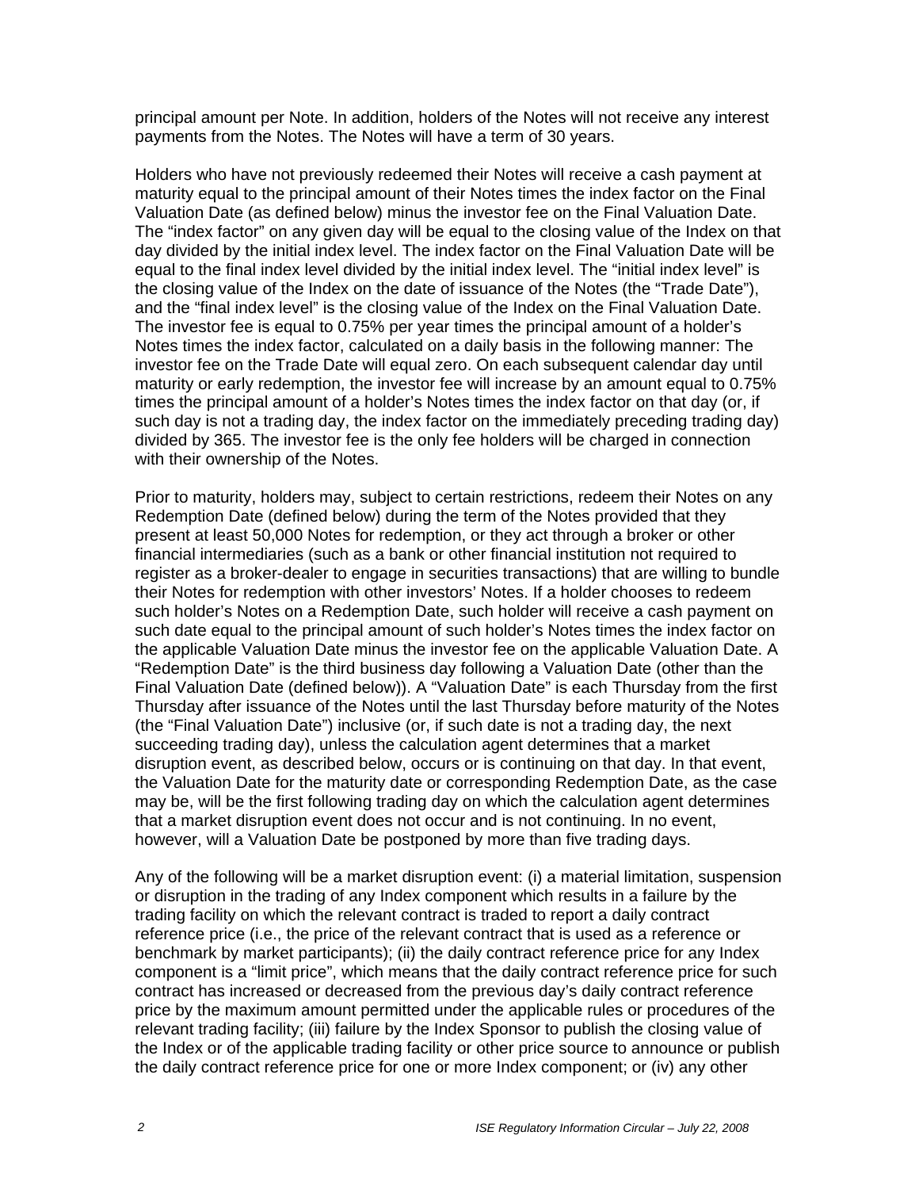principal amount per Note. In addition, holders of the Notes will not receive any interest payments from the Notes. The Notes will have a term of 30 years.

Holders who have not previously redeemed their Notes will receive a cash payment at maturity equal to the principal amount of their Notes times the index factor on the Final Valuation Date (as defined below) minus the investor fee on the Final Valuation Date. The "index factor" on any given day will be equal to the closing value of the Index on that day divided by the initial index level. The index factor on the Final Valuation Date will be equal to the final index level divided by the initial index level. The "initial index level" is the closing value of the Index on the date of issuance of the Notes (the "Trade Date"), and the "final index level" is the closing value of the Index on the Final Valuation Date. The investor fee is equal to 0.75% per year times the principal amount of a holder's Notes times the index factor, calculated on a daily basis in the following manner: The investor fee on the Trade Date will equal zero. On each subsequent calendar day until maturity or early redemption, the investor fee will increase by an amount equal to 0.75% times the principal amount of a holder's Notes times the index factor on that day (or, if such day is not a trading day, the index factor on the immediately preceding trading day) divided by 365. The investor fee is the only fee holders will be charged in connection with their ownership of the Notes.

Prior to maturity, holders may, subject to certain restrictions, redeem their Notes on any Redemption Date (defined below) during the term of the Notes provided that they present at least 50,000 Notes for redemption, or they act through a broker or other financial intermediaries (such as a bank or other financial institution not required to register as a broker-dealer to engage in securities transactions) that are willing to bundle their Notes for redemption with other investors' Notes. If a holder chooses to redeem such holder's Notes on a Redemption Date, such holder will receive a cash payment on such date equal to the principal amount of such holder's Notes times the index factor on the applicable Valuation Date minus the investor fee on the applicable Valuation Date. A "Redemption Date" is the third business day following a Valuation Date (other than the Final Valuation Date (defined below)). A "Valuation Date" is each Thursday from the first Thursday after issuance of the Notes until the last Thursday before maturity of the Notes (the "Final Valuation Date") inclusive (or, if such date is not a trading day, the next succeeding trading day), unless the calculation agent determines that a market disruption event, as described below, occurs or is continuing on that day. In that event, the Valuation Date for the maturity date or corresponding Redemption Date, as the case may be, will be the first following trading day on which the calculation agent determines that a market disruption event does not occur and is not continuing. In no event, however, will a Valuation Date be postponed by more than five trading days.

Any of the following will be a market disruption event: (i) a material limitation, suspension or disruption in the trading of any Index component which results in a failure by the trading facility on which the relevant contract is traded to report a daily contract reference price (i.e., the price of the relevant contract that is used as a reference or benchmark by market participants); (ii) the daily contract reference price for any Index component is a "limit price", which means that the daily contract reference price for such contract has increased or decreased from the previous day's daily contract reference price by the maximum amount permitted under the applicable rules or procedures of the relevant trading facility; (iii) failure by the Index Sponsor to publish the closing value of the Index or of the applicable trading facility or other price source to announce or publish the daily contract reference price for one or more Index component; or (iv) any other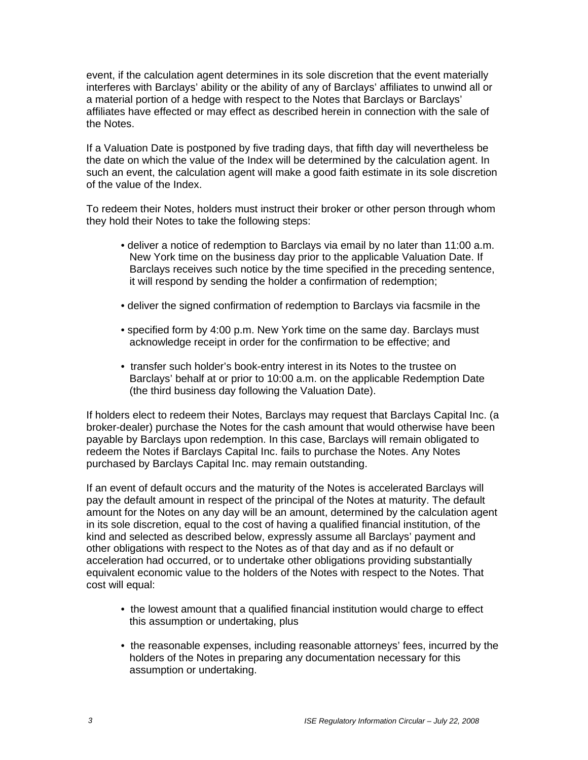event, if the calculation agent determines in its sole discretion that the event materially interferes with Barclays' ability or the ability of any of Barclays' affiliates to unwind all or a material portion of a hedge with respect to the Notes that Barclays or Barclays' affiliates have effected or may effect as described herein in connection with the sale of the Notes.

If a Valuation Date is postponed by five trading days, that fifth day will nevertheless be the date on which the value of the Index will be determined by the calculation agent. In such an event, the calculation agent will make a good faith estimate in its sole discretion of the value of the Index.

To redeem their Notes, holders must instruct their broker or other person through whom they hold their Notes to take the following steps:

- deliver a notice of redemption to Barclays via email by no later than 11:00 a.m. New York time on the business day prior to the applicable Valuation Date. If Barclays receives such notice by the time specified in the preceding sentence, it will respond by sending the holder a confirmation of redemption;
- deliver the signed confirmation of redemption to Barclays via facsmile in the
- specified form by 4:00 p.m. New York time on the same day. Barclays must acknowledge receipt in order for the confirmation to be effective; and
- transfer such holder's book-entry interest in its Notes to the trustee on Barclays' behalf at or prior to 10:00 a.m. on the applicable Redemption Date (the third business day following the Valuation Date).

If holders elect to redeem their Notes, Barclays may request that Barclays Capital Inc. (a broker-dealer) purchase the Notes for the cash amount that would otherwise have been payable by Barclays upon redemption. In this case, Barclays will remain obligated to redeem the Notes if Barclays Capital Inc. fails to purchase the Notes. Any Notes purchased by Barclays Capital Inc. may remain outstanding.

If an event of default occurs and the maturity of the Notes is accelerated Barclays will pay the default amount in respect of the principal of the Notes at maturity. The default amount for the Notes on any day will be an amount, determined by the calculation agent in its sole discretion, equal to the cost of having a qualified financial institution, of the kind and selected as described below, expressly assume all Barclays' payment and other obligations with respect to the Notes as of that day and as if no default or acceleration had occurred, or to undertake other obligations providing substantially equivalent economic value to the holders of the Notes with respect to the Notes. That cost will equal:

- the lowest amount that a qualified financial institution would charge to effect this assumption or undertaking, plus
- the reasonable expenses, including reasonable attorneys' fees, incurred by the holders of the Notes in preparing any documentation necessary for this assumption or undertaking.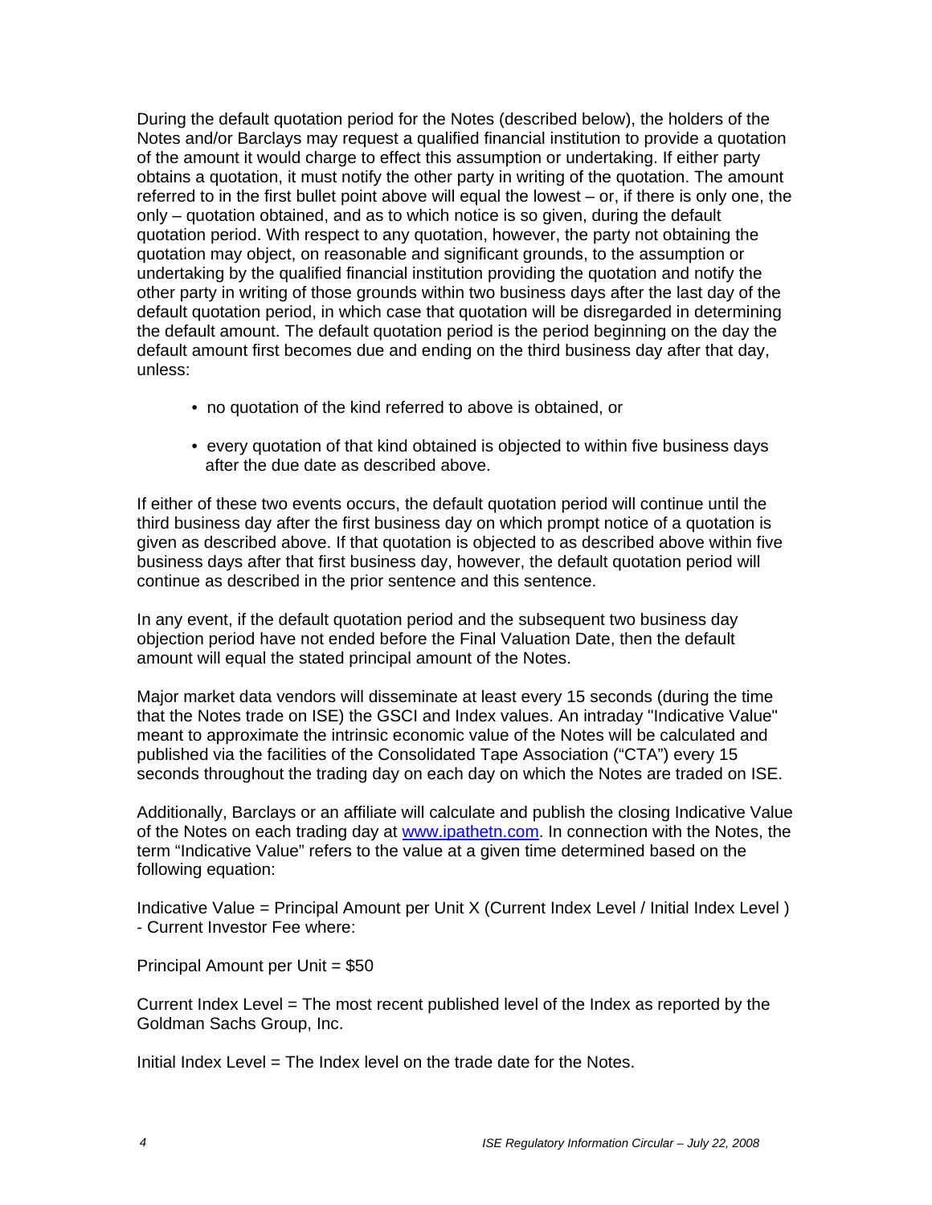During the default quotation period for the Notes (described below), the holders of the Notes and/or Barclays may request a qualified financial institution to provide a quotation of the amount it would charge to effect this assumption or undertaking. If either party obtains a quotation, it must notify the other party in writing of the quotation. The amount referred to in the first bullet point above will equal the lowest – or, if there is only one, the only – quotation obtained, and as to which notice is so given, during the default quotation period. With respect to any quotation, however, the party not obtaining the quotation may object, on reasonable and significant grounds, to the assumption or undertaking by the qualified financial institution providing the quotation and notify the other party in writing of those grounds within two business days after the last day of the default quotation period, in which case that quotation will be disregarded in determining the default amount. The default quotation period is the period beginning on the day the default amount first becomes due and ending on the third business day after that day, unless:

- no quotation of the kind referred to above is obtained, or
- every quotation of that kind obtained is objected to within five business days after the due date as described above.

If either of these two events occurs, the default quotation period will continue until the third business day after the first business day on which prompt notice of a quotation is given as described above. If that quotation is objected to as described above within five business days after that first business day, however, the default quotation period will continue as described in the prior sentence and this sentence.

In any event, if the default quotation period and the subsequent two business day objection period have not ended before the Final Valuation Date, then the default amount will equal the stated principal amount of the Notes.

Major market data vendors will disseminate at least every 15 seconds (during the time that the Notes trade on ISE) the GSCI and Index values. An intraday "Indicative Value" meant to approximate the intrinsic economic value of the Notes will be calculated and published via the facilities of the Consolidated Tape Association ("CTA") every 15 seconds throughout the trading day on each day on which the Notes are traded on ISE.

Additionally, Barclays or an affiliate will calculate and publish the closing Indicative Value of the Notes on each trading day at www.ipathetn.com. In connection with the Notes, the term "Indicative Value" refers to the value at a given time determined based on the following equation:

Indicative Value = Principal Amount per Unit X (Current Index Level / Initial Index Level ) - Current Investor Fee where:

Principal Amount per Unit = $50

Current Index Level = The most recent published level of the Index as reported by the Goldman Sachs Group, Inc.

Initial Index Level = The Index level on the trade date for the Notes.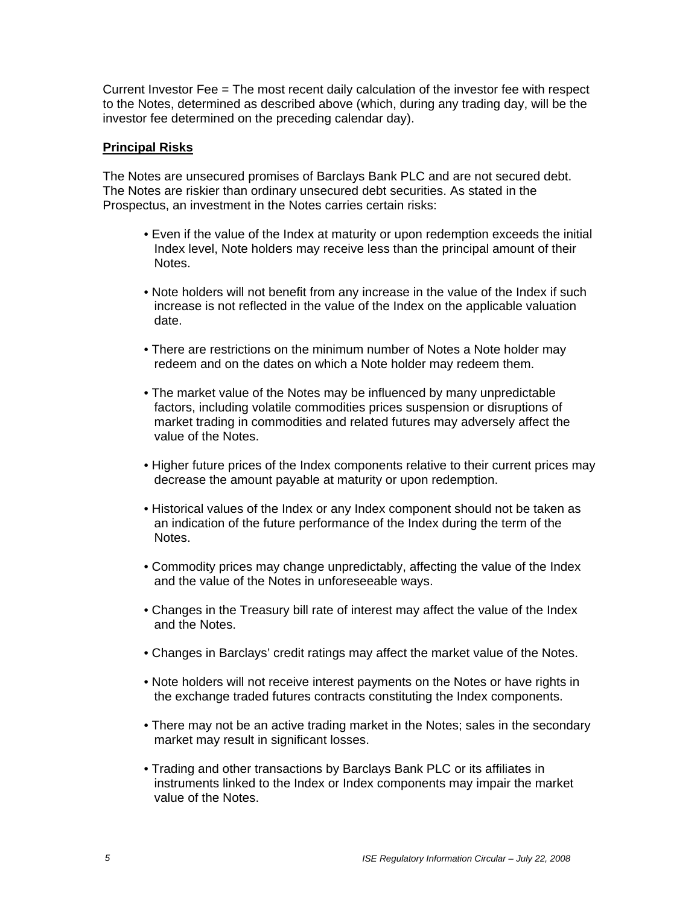Current Investor Fee = The most recent daily calculation of the investor fee with respect to the Notes, determined as described above (which, during any trading day, will be the investor fee determined on the preceding calendar day).

## Principal Risks

The Notes are unsecured promises of Barclays Bank PLC and are not secured debt. The Notes are riskier than ordinary unsecured debt securities. As stated in the Prospectus, an investment in the Notes carries certain risks:

- Even if the value of the Index at maturity or upon redemption exceeds the initial Index level, Note holders may receive less than the principal amount of their Notes.
- Note holders will not benefit from any increase in the value of the Index if such increase is not reflected in the value of the Index on the applicable valuation date.
- There are restrictions on the minimum number of Notes a Note holder may redeem and on the dates on which a Note holder may redeem them.
- The market value of the Notes may be influenced by many unpredictable factors, including volatile commodities prices suspension or disruptions of market trading in commodities and related futures may adversely affect the value of the Notes.
- Higher future prices of the Index components relative to their current prices may decrease the amount payable at maturity or upon redemption.
- Historical values of the Index or any Index component should not be taken as an indication of the future performance of the Index during the term of the Notes.
- Commodity prices may change unpredictably, affecting the value of the Index and the value of the Notes in unforeseeable ways.
- Changes in the Treasury bill rate of interest may affect the value of the Index and the Notes.
- Changes in Barclays' credit ratings may affect the market value of the Notes.
- Note holders will not receive interest payments on the Notes or have rights in the exchange traded futures contracts constituting the Index components.
- There may not be an active trading market in the Notes; sales in the secondary market may result in significant losses.
- Trading and other transactions by Barclays Bank PLC or its affiliates in instruments linked to the Index or Index components may impair the market value of the Notes.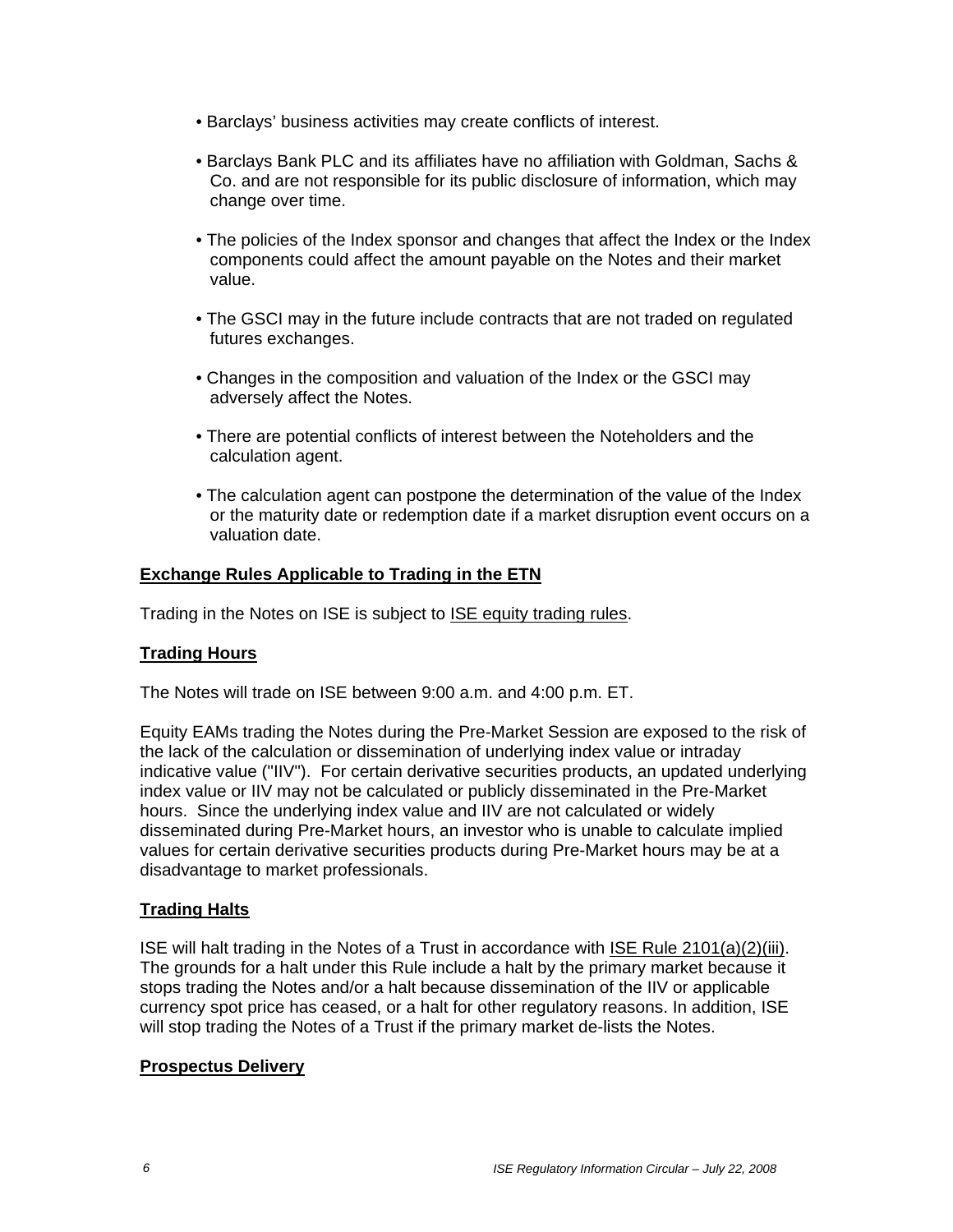- Barclays' business activities may create conflicts of interest.
- Barclays Bank PLC and its affiliates have no affiliation with Goldman, Sachs & Co. and are not responsible for its public disclosure of information, which may change over time.
- The policies of the Index sponsor and changes that affect the Index or the Index components could affect the amount payable on the Notes and their market value.
- The GSCI may in the future include contracts that are not traded on regulated futures exchanges.
- Changes in the composition and valuation of the Index or the GSCI may adversely affect the Notes.
- There are potential conflicts of interest between the Noteholders and the calculation agent.
- The calculation agent can postpone the determination of the value of the Index or the maturity date or redemption date if a market disruption event occurs on a valuation date.

## Exchange Rules Applicable to Trading in the ETN

Trading in the Notes on ISE is subject to ISE equity trading rules.

## Trading Hours

The Notes will trade on ISE between 9:00 a.m. and 4:00 p.m. ET.

Equity EAMs trading the Notes during the Pre-Market Session are exposed to the risk of the lack of the calculation or dissemination of underlying index value or intraday indicative value ("IIV"). For certain derivative securities products, an updated underlying index value or IIV may not be calculated or publicly disseminated in the Pre-Market hours. Since the underlying index value and IIV are not calculated or widely disseminated during Pre-Market hours, an investor who is unable to calculate implied values for certain derivative securities products during Pre-Market hours may be at a disadvantage to market professionals.

## Trading Halts

ISE will halt trading in the Notes of a Trust in accordance with ISE Rule 2101(a)(2)(iii). The grounds for a halt under this Rule include a halt by the primary market because it stops trading the Notes and/or a halt because dissemination of the IIV or applicable currency spot price has ceased, or a halt for other regulatory reasons. In addition, ISE will stop trading the Notes of a Trust if the primary market de-lists the Notes.

## Prospectus Delivery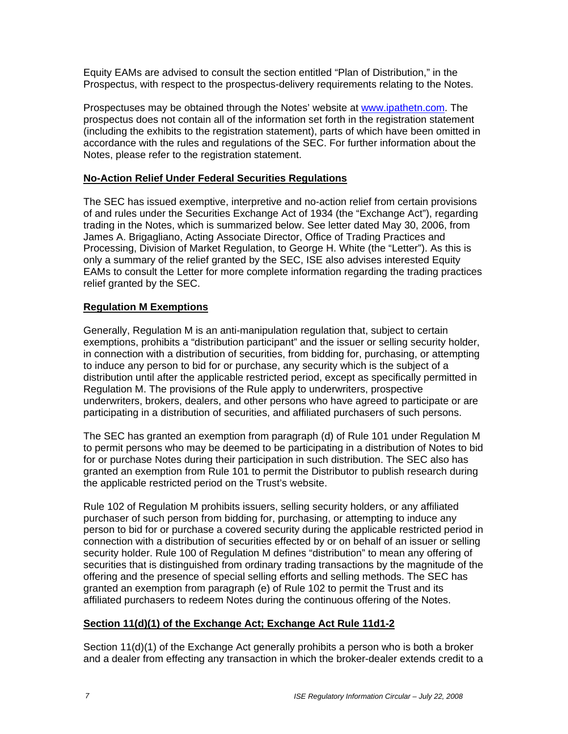Equity EAMs are advised to consult the section entitled "Plan of Distribution," in the Prospectus, with respect to the prospectus-delivery requirements relating to the Notes.

Prospectuses may be obtained through the Notes' website at www.ipathetn.com. The prospectus does not contain all of the information set forth in the registration statement (including the exhibits to the registration statement), parts of which have been omitted in accordance with the rules and regulations of the SEC. For further information about the Notes, please refer to the registration statement.

## No-Action Relief Under Federal Securities Regulations

The SEC has issued exemptive, interpretive and no-action relief from certain provisions of and rules under the Securities Exchange Act of 1934 (the "Exchange Act"), regarding trading in the Notes, which is summarized below. See letter dated May 30, 2006, from James A. Brigagliano, Acting Associate Director, Office of Trading Practices and Processing, Division of Market Regulation, to George H. White (the "Letter"). As this is only a summary of the relief granted by the SEC, ISE also advises interested Equity EAMs to consult the Letter for more complete information regarding the trading practices relief granted by the SEC.

## Regulation M Exemptions

Generally, Regulation M is an anti-manipulation regulation that, subject to certain exemptions, prohibits a "distribution participant" and the issuer or selling security holder, in connection with a distribution of securities, from bidding for, purchasing, or attempting to induce any person to bid for or purchase, any security which is the subject of a distribution until after the applicable restricted period, except as specifically permitted in Regulation M. The provisions of the Rule apply to underwriters, prospective underwriters, brokers, dealers, and other persons who have agreed to participate or are participating in a distribution of securities, and affiliated purchasers of such persons.

The SEC has granted an exemption from paragraph (d) of Rule 101 under Regulation M to permit persons who may be deemed to be participating in a distribution of Notes to bid for or purchase Notes during their participation in such distribution. The SEC also has granted an exemption from Rule 101 to permit the Distributor to publish research during the applicable restricted period on the Trust's website.

Rule 102 of Regulation M prohibits issuers, selling security holders, or any affiliated purchaser of such person from bidding for, purchasing, or attempting to induce any person to bid for or purchase a covered security during the applicable restricted period in connection with a distribution of securities effected by or on behalf of an issuer or selling security holder. Rule 100 of Regulation M defines "distribution" to mean any offering of securities that is distinguished from ordinary trading transactions by the magnitude of the offering and the presence of special selling efforts and selling methods. The SEC has granted an exemption from paragraph (e) of Rule 102 to permit the Trust and its affiliated purchasers to redeem Notes during the continuous offering of the Notes.

## Section 11(d)(1) of the Exchange Act; Exchange Act Rule 11d1-2

Section 11(d)(1) of the Exchange Act generally prohibits a person who is both a broker and a dealer from effecting any transaction in which the broker-dealer extends credit to a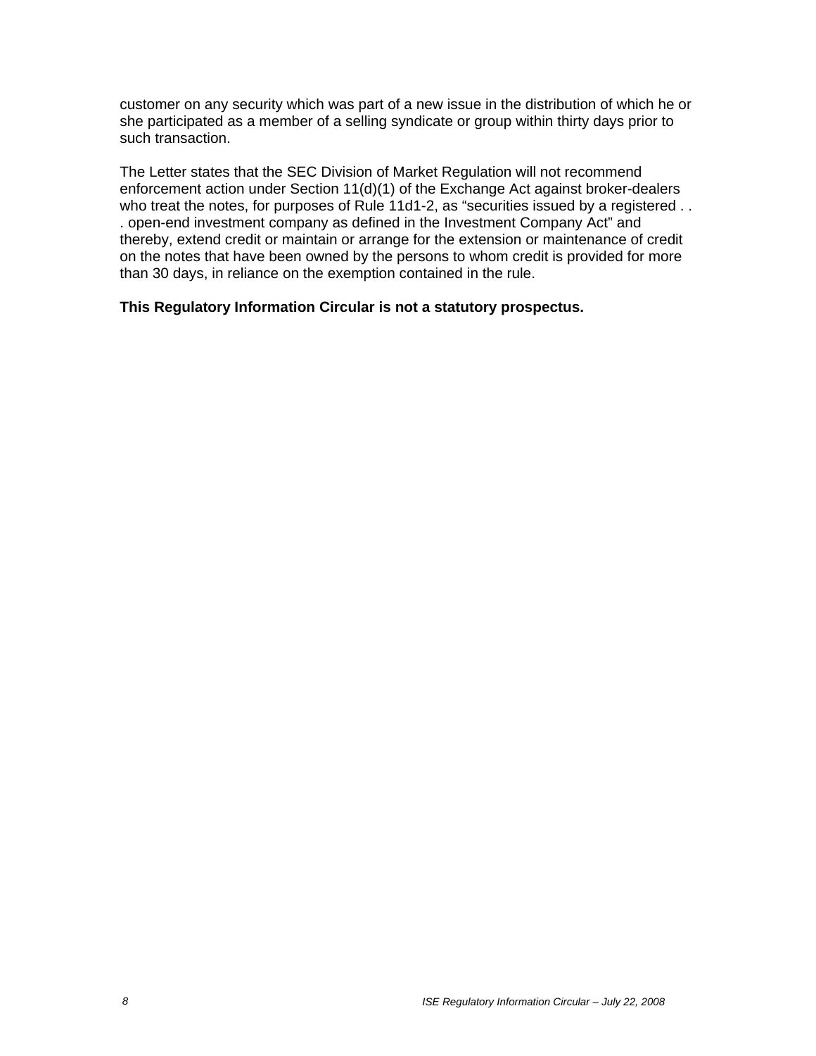customer on any security which was part of a new issue in the distribution of which he or she participated as a member of a selling syndicate or group within thirty days prior to such transaction.

The Letter states that the SEC Division of Market Regulation will not recommend enforcement action under Section 11(d)(1) of the Exchange Act against broker-dealers who treat the notes, for purposes of Rule 11d1-2, as "securities issued by a registered . . . open-end investment company as defined in the Investment Company Act" and thereby, extend credit or maintain or arrange for the extension or maintenance of credit on the notes that have been owned by the persons to whom credit is provided for more than 30 days, in reliance on the exemption contained in the rule.

**This Regulatory Information Circular is not a statutory prospectus.**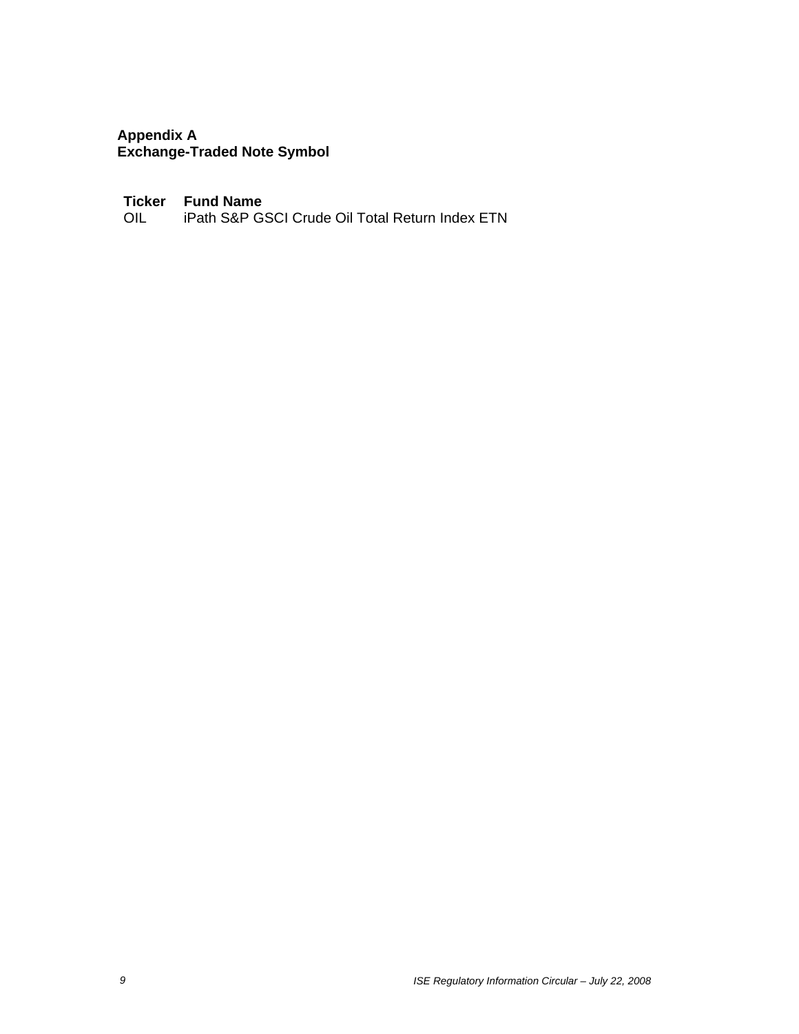**Appendix A**
**Exchange-Traded Note Symbol**

| Ticker | Fund Name |
|---|---|
| OIL | iPath S&P GSCI Crude Oil Total Return Index ETN |